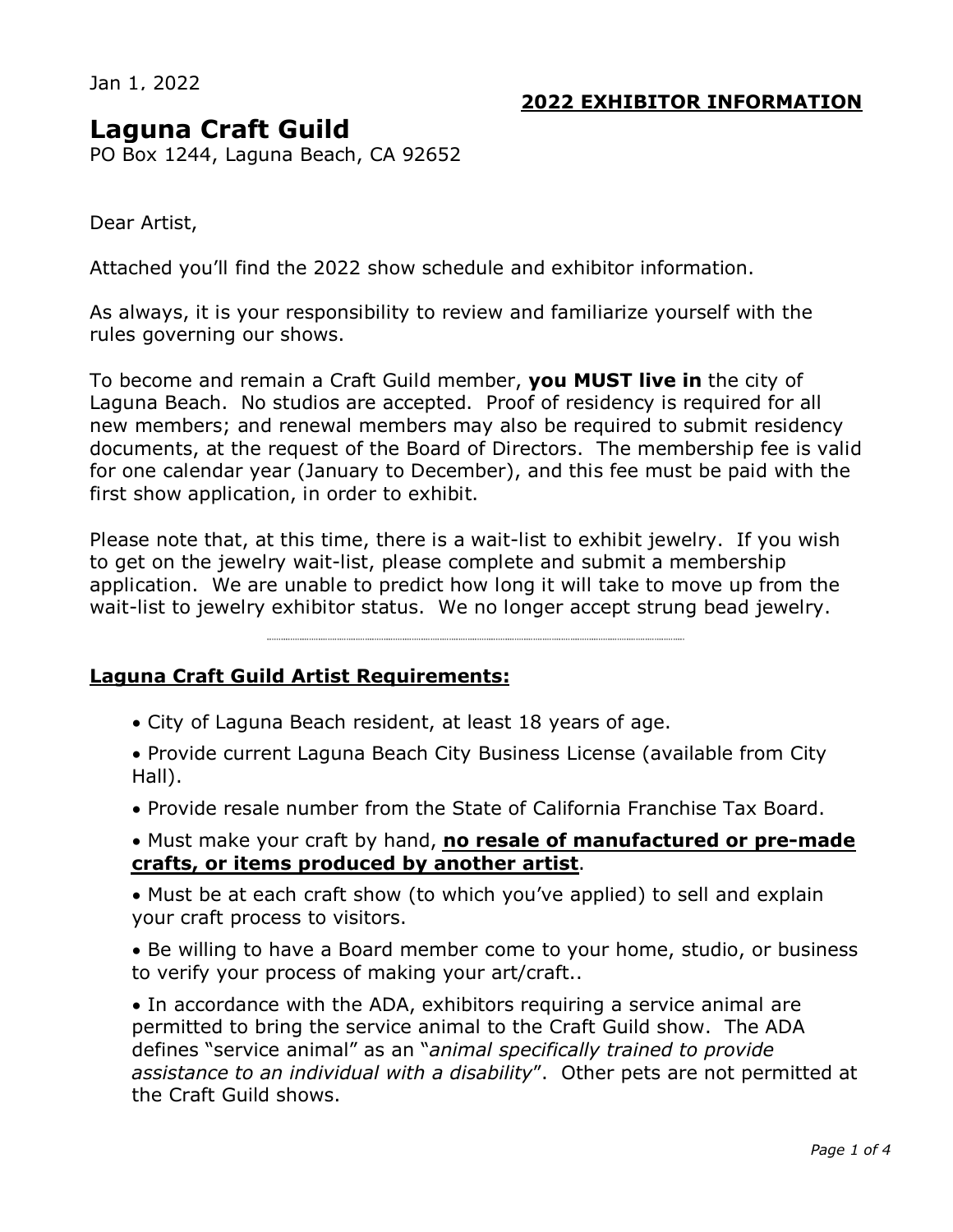Jan 1, 2022

**2022 EXHIBITOR INFORMATION**

# Laguna Craft Guild

PO Box 1244, Laguna Beach, CA 92652

Dear Artist,

Attached you'll find the 2022 show schedule and exhibitor information.

As always, it is your responsibility to review and familiarize yourself with the rules governing our shows.

To become and remain a Craft Guild member, **you MUST live in** the city of Laguna Beach. No studios are accepted. Proof of residency is required for all new members; and renewal members may also be required to submit residency documents, at the request of the Board of Directors. The membership fee is valid for one calendar year (January to December), and this fee must be paid with the first show application, in order to exhibit.

Please note that, at this time, there is a wait-list to exhibit jewelry. If you wish to get on the jewelry wait-list, please complete and submit a membership application. We are unable to predict how long it will take to move up from the wait-list to jewelry exhibitor status. We no longer accept strung bead jewelry.

---

## Laguna Craft Guild Artist Requirements:

- City of Laguna Beach resident, at least 18 years of age.
- Provide current Laguna Beach City Business License (available from City Hall).
- Provide resale number from the State of California Franchise Tax Board.
- Must make your craft by hand, **no resale of manufactured or pre-made crafts, or items produced by another artist**.
- Must be at each craft show (to which you've applied) to sell and explain your craft process to visitors.
- Be willing to have a Board member come to your home, studio, or business to verify your process of making your art/craft..
- In accordance with the ADA, exhibitors requiring a service animal are permitted to bring the service animal to the Craft Guild show. The ADA defines "service animal" as an "*animal specifically trained to provide assistance to an individual with a disability*". Other pets are not permitted at the Craft Guild shows.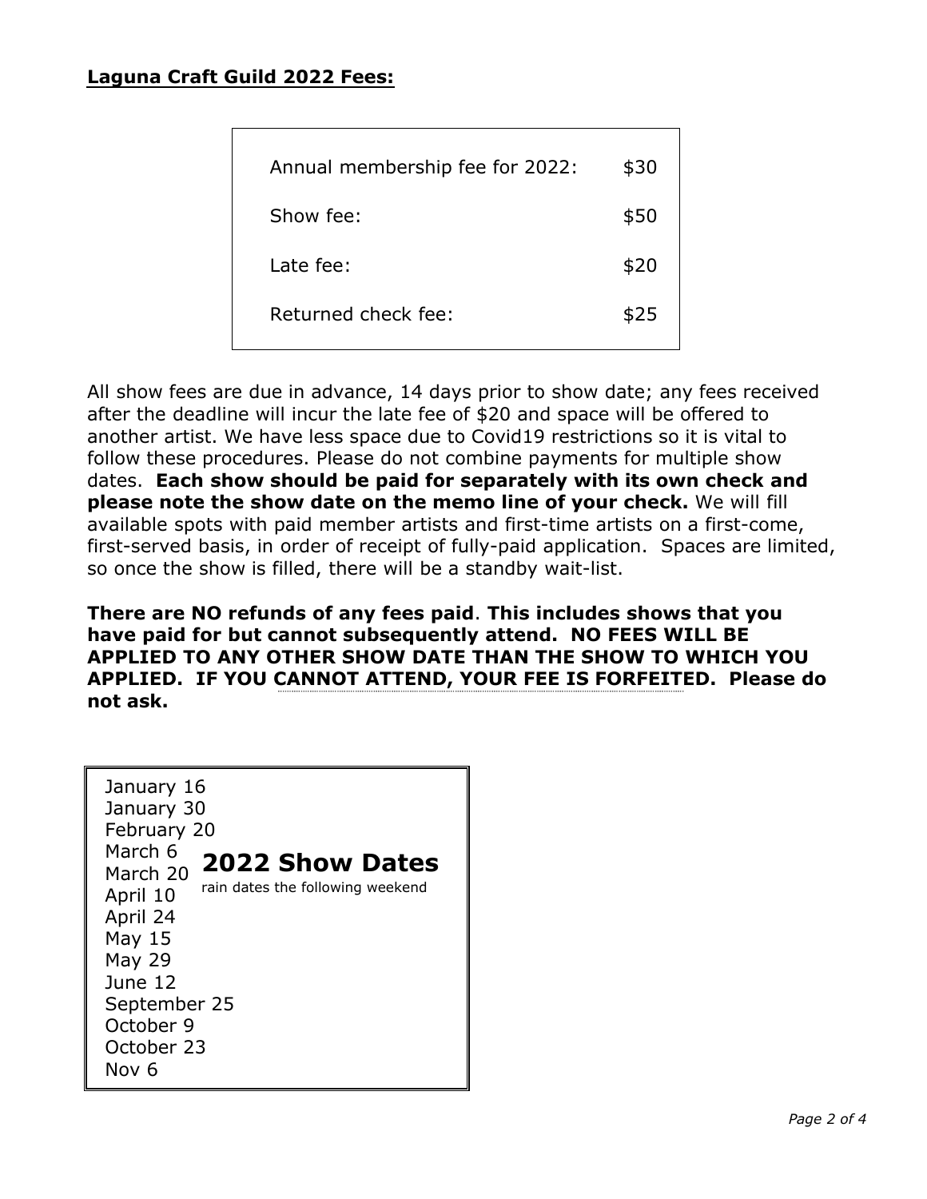## **Laguna Craft Guild 2022 Fees:**

| | |
|---|---|
| Annual membership fee for 2022: | $30 |
| Show fee: | $50 |
| Late fee: | $20 |
| Returned check fee: | $25 |

All show fees are due in advance, 14 days prior to show date; any fees received after the deadline will incur the late fee of $20 and space will be offered to another artist. We have less space due to Covid19 restrictions so it is vital to follow these procedures. Please do not combine payments for multiple show dates. **Each show should be paid for separately with its own check and please note the show date on the memo line of your check.** We will fill available spots with paid member artists and first-time artists on a first-come, first-served basis, in order of receipt of fully-paid application. Spaces are limited, so once the show is filled, there will be a standby wait-list.

**There are NO refunds of any fees paid**. **This includes shows that you have paid for but cannot subsequently attend. NO FEES WILL BE APPLIED TO ANY OTHER SHOW DATE THAN THE SHOW TO WHICH YOU APPLIED. IF YOU CANNOT ATTEND, YOUR FEE IS FORFEITED. Please do not ask.**

**2022 Show Dates**

rain dates the following weekend

- January 16
- January 30
- February 20
- March 6
- March 20
- April 10
- April 24
- May 15
- May 29
- June 12
- September 25
- October 9
- October 23
- Nov 6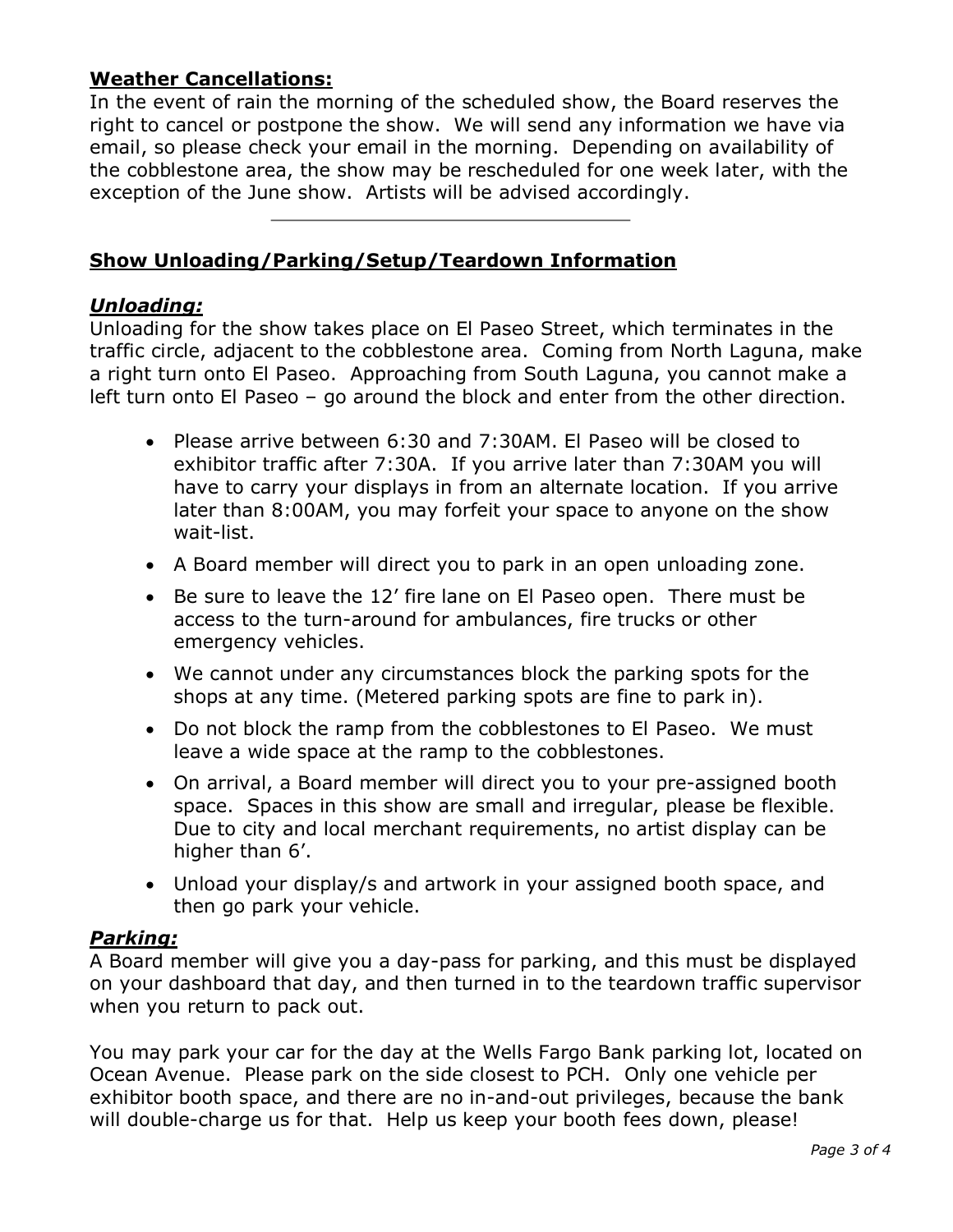## **Weather Cancellations:**

In the event of rain the morning of the scheduled show, the Board reserves the right to cancel or postpone the show. We will send any information we have via email, so please check your email in the morning. Depending on availability of the cobblestone area, the show may be rescheduled for one week later, with the exception of the June show. Artists will be advised accordingly.

---

## **Show Unloading/Parking/Setup/Teardown Information**

### ***Unloading:***

Unloading for the show takes place on El Paseo Street, which terminates in the traffic circle, adjacent to the cobblestone area. Coming from North Laguna, make a right turn onto El Paseo. Approaching from South Laguna, you cannot make a left turn onto El Paseo – go around the block and enter from the other direction.

- Please arrive between 6:30 and 7:30AM. El Paseo will be closed to exhibitor traffic after 7:30A. If you arrive later than 7:30AM you will have to carry your displays in from an alternate location. If you arrive later than 8:00AM, you may forfeit your space to anyone on the show wait-list.
- A Board member will direct you to park in an open unloading zone.
- Be sure to leave the 12' fire lane on El Paseo open. There must be access to the turn-around for ambulances, fire trucks or other emergency vehicles.
- We cannot under any circumstances block the parking spots for the shops at any time. (Metered parking spots are fine to park in).
- Do not block the ramp from the cobblestones to El Paseo. We must leave a wide space at the ramp to the cobblestones.
- On arrival, a Board member will direct you to your pre-assigned booth space. Spaces in this show are small and irregular, please be flexible. Due to city and local merchant requirements, no artist display can be higher than 6'.
- Unload your display/s and artwork in your assigned booth space, and then go park your vehicle.

### ***Parking:***

A Board member will give you a day-pass for parking, and this must be displayed on your dashboard that day, and then turned in to the teardown traffic supervisor when you return to pack out.

You may park your car for the day at the Wells Fargo Bank parking lot, located on Ocean Avenue. Please park on the side closest to PCH. Only one vehicle per exhibitor booth space, and there are no in-and-out privileges, because the bank will double-charge us for that. Help us keep your booth fees down, please!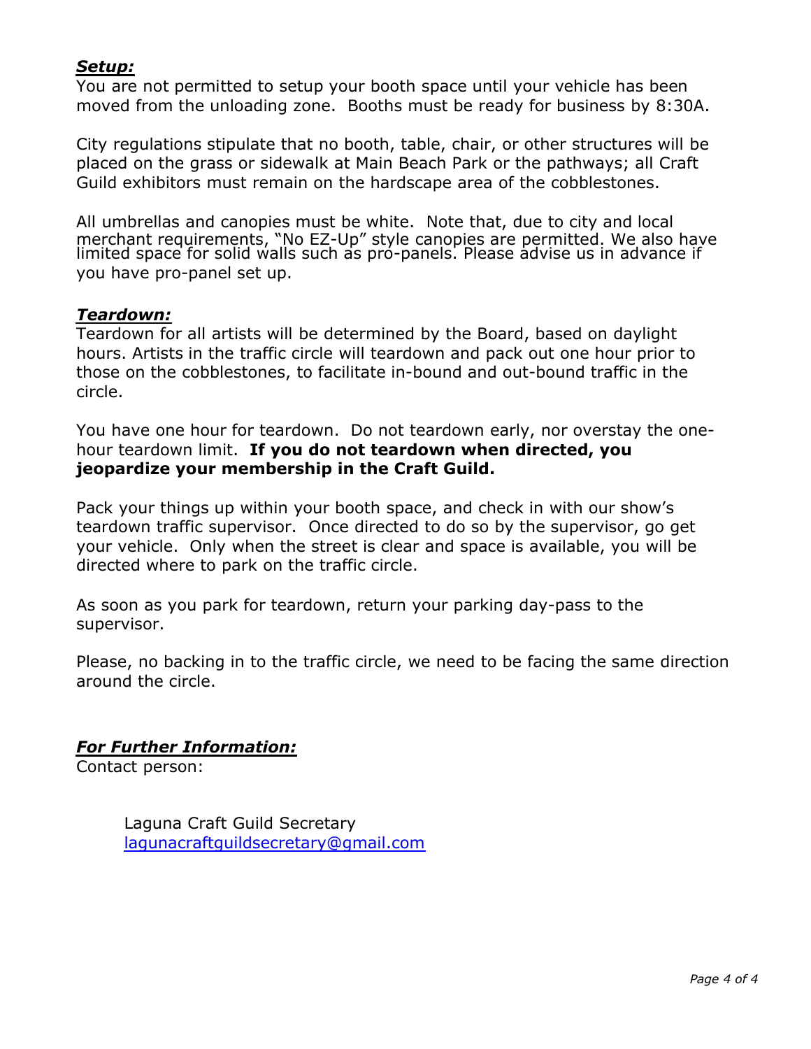***Setup:***

You are not permitted to setup your booth space until your vehicle has been moved from the unloading zone. Booths must be ready for business by 8:30A.

City regulations stipulate that no booth, table, chair, or other structures will be placed on the grass or sidewalk at Main Beach Park or the pathways; all Craft Guild exhibitors must remain on the hardscape area of the cobblestones.

All umbrellas and canopies must be white. Note that, due to city and local merchant requirements, "No EZ-Up" style canopies are permitted. We also have limited space for solid walls such as pro-panels. Please advise us in advance if you have pro-panel set up.

***Teardown:***

Teardown for all artists will be determined by the Board, based on daylight hours. Artists in the traffic circle will teardown and pack out one hour prior to those on the cobblestones, to facilitate in-bound and out-bound traffic in the circle.

You have one hour for teardown. Do not teardown early, nor overstay the one-hour teardown limit. **If you do not teardown when directed, you jeopardize your membership in the Craft Guild.**

Pack your things up within your booth space, and check in with our show's teardown traffic supervisor. Once directed to do so by the supervisor, go get your vehicle. Only when the street is clear and space is available, you will be directed where to park on the traffic circle.

As soon as you park for teardown, return your parking day-pass to the supervisor.

Please, no backing in to the traffic circle, we need to be facing the same direction around the circle.

***For Further Information:***

Contact person:

Laguna Craft Guild Secretary
lagunacraftguildsecretary@gmail.com